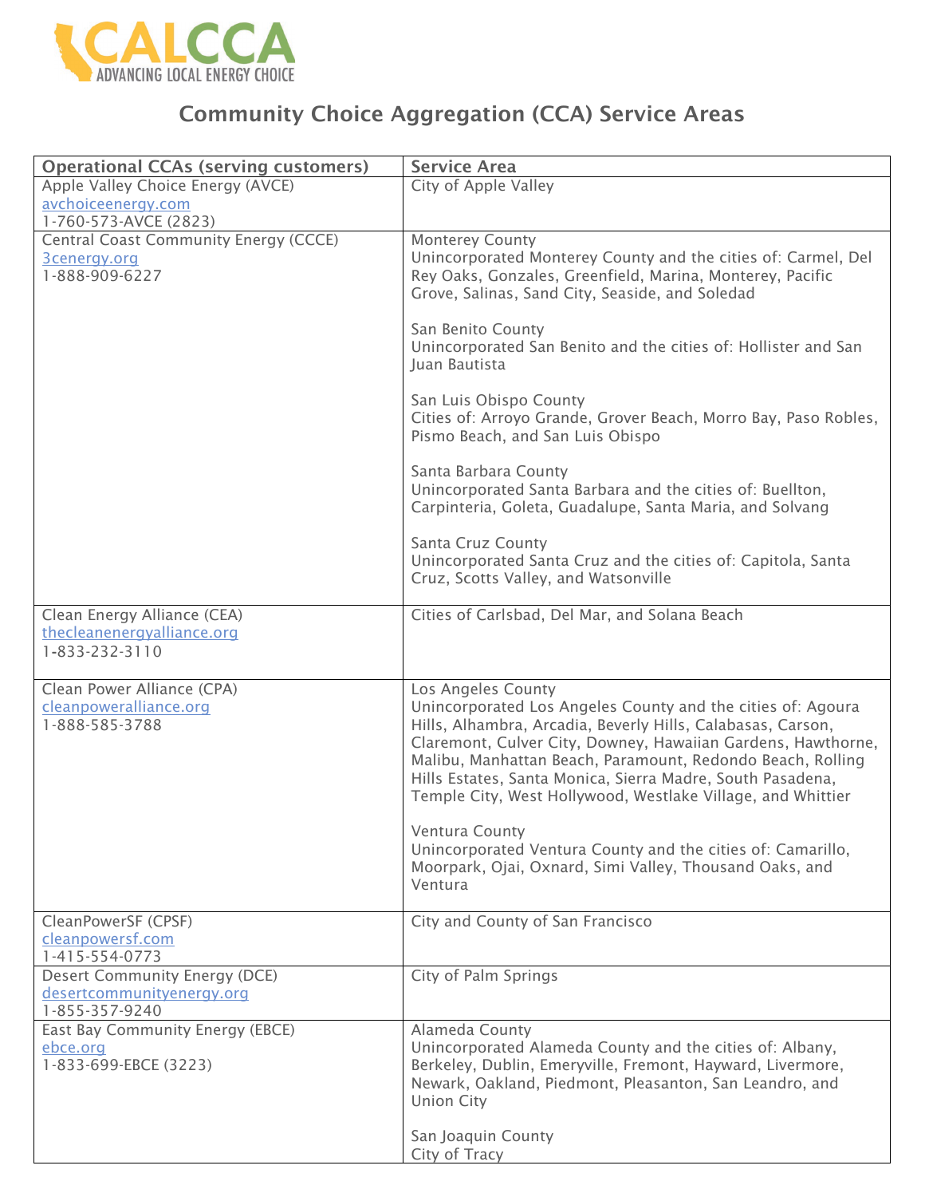CALCCA
ADVANCING LOCAL ENERGY CHOICE

# Community Choice Aggregation (CCA) Service Areas

| Operational CCAs (serving customers) | Service Area |
|---|---|
| Apple Valley Choice Energy (AVCE)<br>avchoiceenergy.com<br>1-760-573-AVCE (2823) | City of Apple Valley |
| Central Coast Community Energy (CCCE)<br>3cenergy.org<br>1-888-909-6227 | Monterey County<br>Unincorporated Monterey County and the cities of: Carmel, Del Rey Oaks, Gonzales, Greenfield, Marina, Monterey, Pacific Grove, Salinas, Sand City, Seaside, and Soledad<br><br>San Benito County<br>Unincorporated San Benito and the cities of: Hollister and San Juan Bautista<br><br>San Luis Obispo County<br>Cities of: Arroyo Grande, Grover Beach, Morro Bay, Paso Robles, Pismo Beach, and San Luis Obispo<br><br>Santa Barbara County<br>Unincorporated Santa Barbara and the cities of: Buellton, Carpinteria, Goleta, Guadalupe, Santa Maria, and Solvang<br><br>Santa Cruz County<br>Unincorporated Santa Cruz and the cities of: Capitola, Santa Cruz, Scotts Valley, and Watsonville |
| Clean Energy Alliance (CEA)<br>thecleanenergyalliance.org<br>1-833-232-3110 | Cities of Carlsbad, Del Mar, and Solana Beach |
| Clean Power Alliance (CPA)<br>cleanpoweralliance.org<br>1-888-585-3788 | Los Angeles County<br>Unincorporated Los Angeles County and the cities of: Agoura Hills, Alhambra, Arcadia, Beverly Hills, Calabasas, Carson, Claremont, Culver City, Downey, Hawaiian Gardens, Hawthorne, Malibu, Manhattan Beach, Paramount, Redondo Beach, Rolling Hills Estates, Santa Monica, Sierra Madre, South Pasadena, Temple City, West Hollywood, Westlake Village, and Whittier<br><br>Ventura County<br>Unincorporated Ventura County and the cities of: Camarillo, Moorpark, Ojai, Oxnard, Simi Valley, Thousand Oaks, and Ventura |
| CleanPowerSF (CPSF)<br>cleanpowersf.com<br>1-415-554-0773 | City and County of San Francisco |
| Desert Community Energy (DCE)<br>desertcommunityenergy.org<br>1-855-357-9240 | City of Palm Springs |
| East Bay Community Energy (EBCE)<br>ebce.org<br>1-833-699-EBCE (3223) | Alameda County<br>Unincorporated Alameda County and the cities of: Albany, Berkeley, Dublin, Emeryville, Fremont, Hayward, Livermore, Newark, Oakland, Piedmont, Pleasanton, San Leandro, and Union City<br><br>San Joaquin County<br>City of Tracy |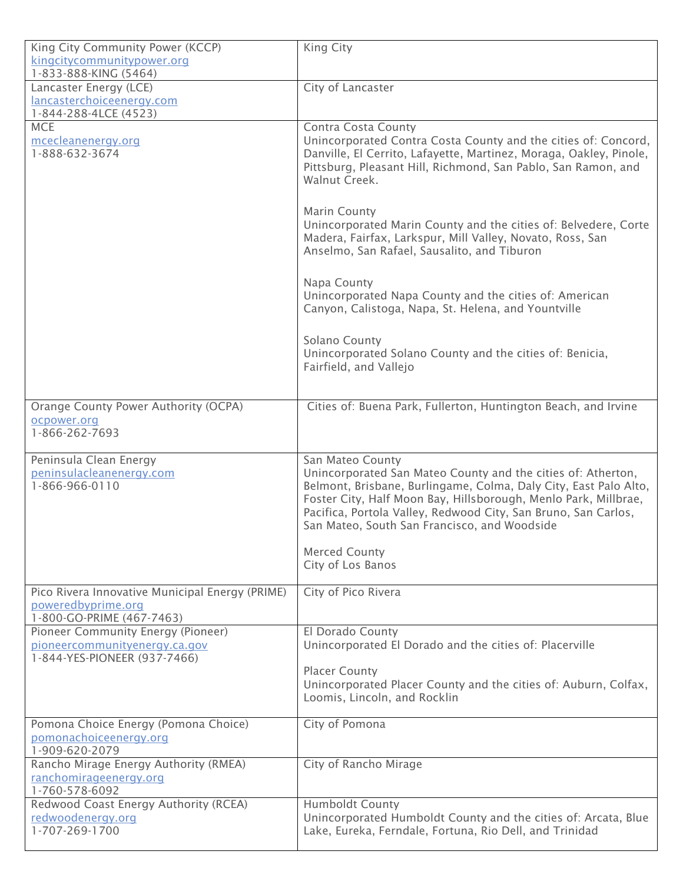| | |
|---|---|
| King City Community Power (KCCP)<br>kingcitycommunitypower.org<br>1-833-888-KING (5464) | King City |
| Lancaster Energy (LCE)<br>lancasterchoiceenergy.com<br>1-844-288-4LCE (4523) | City of Lancaster |
| MCE<br>mcecleanenergy.org<br>1-888-632-3674 | Contra Costa County<br>Unincorporated Contra Costa County and the cities of: Concord, Danville, El Cerrito, Lafayette, Martinez, Moraga, Oakley, Pinole, Pittsburg, Pleasant Hill, Richmond, San Pablo, San Ramon, and Walnut Creek.<br><br>Marin County<br>Unincorporated Marin County and the cities of: Belvedere, Corte Madera, Fairfax, Larkspur, Mill Valley, Novato, Ross, San Anselmo, San Rafael, Sausalito, and Tiburon<br><br>Napa County<br>Unincorporated Napa County and the cities of: American Canyon, Calistoga, Napa, St. Helena, and Yountville<br><br>Solano County<br>Unincorporated Solano County and the cities of: Benicia, Fairfield, and Vallejo |
| Orange County Power Authority (OCPA)<br>ocpower.org<br>1-866-262-7693 | Cities of: Buena Park, Fullerton, Huntington Beach, and Irvine |
| Peninsula Clean Energy<br>peninsulacleanenergy.com<br>1-866-966-0110 | San Mateo County<br>Unincorporated San Mateo County and the cities of: Atherton, Belmont, Brisbane, Burlingame, Colma, Daly City, East Palo Alto, Foster City, Half Moon Bay, Hillsborough, Menlo Park, Millbrae, Pacifica, Portola Valley, Redwood City, San Bruno, San Carlos, San Mateo, South San Francisco, and Woodside<br><br>Merced County<br>City of Los Banos |
| Pico Rivera Innovative Municipal Energy (PRIME)<br>poweredbyprime.org<br>1-800-GO-PRIME (467-7463) | City of Pico Rivera |
| Pioneer Community Energy (Pioneer)<br>pioneercommunityenergy.ca.gov<br>1-844-YES-PIONEER (937-7466) | El Dorado County<br>Unincorporated El Dorado and the cities of: Placerville<br><br>Placer County<br>Unincorporated Placer County and the cities of: Auburn, Colfax, Loomis, Lincoln, and Rocklin |
| Pomona Choice Energy (Pomona Choice)<br>pomonachoiceenergy.org<br>1-909-620-2079 | City of Pomona |
| Rancho Mirage Energy Authority (RMEA)<br>ranchomirageenergy.org<br>1-760-578-6092 | City of Rancho Mirage |
| Redwood Coast Energy Authority (RCEA)<br>redwoodenergy.org<br>1-707-269-1700 | Humboldt County<br>Unincorporated Humboldt County and the cities of: Arcata, Blue Lake, Eureka, Ferndale, Fortuna, Rio Dell, and Trinidad |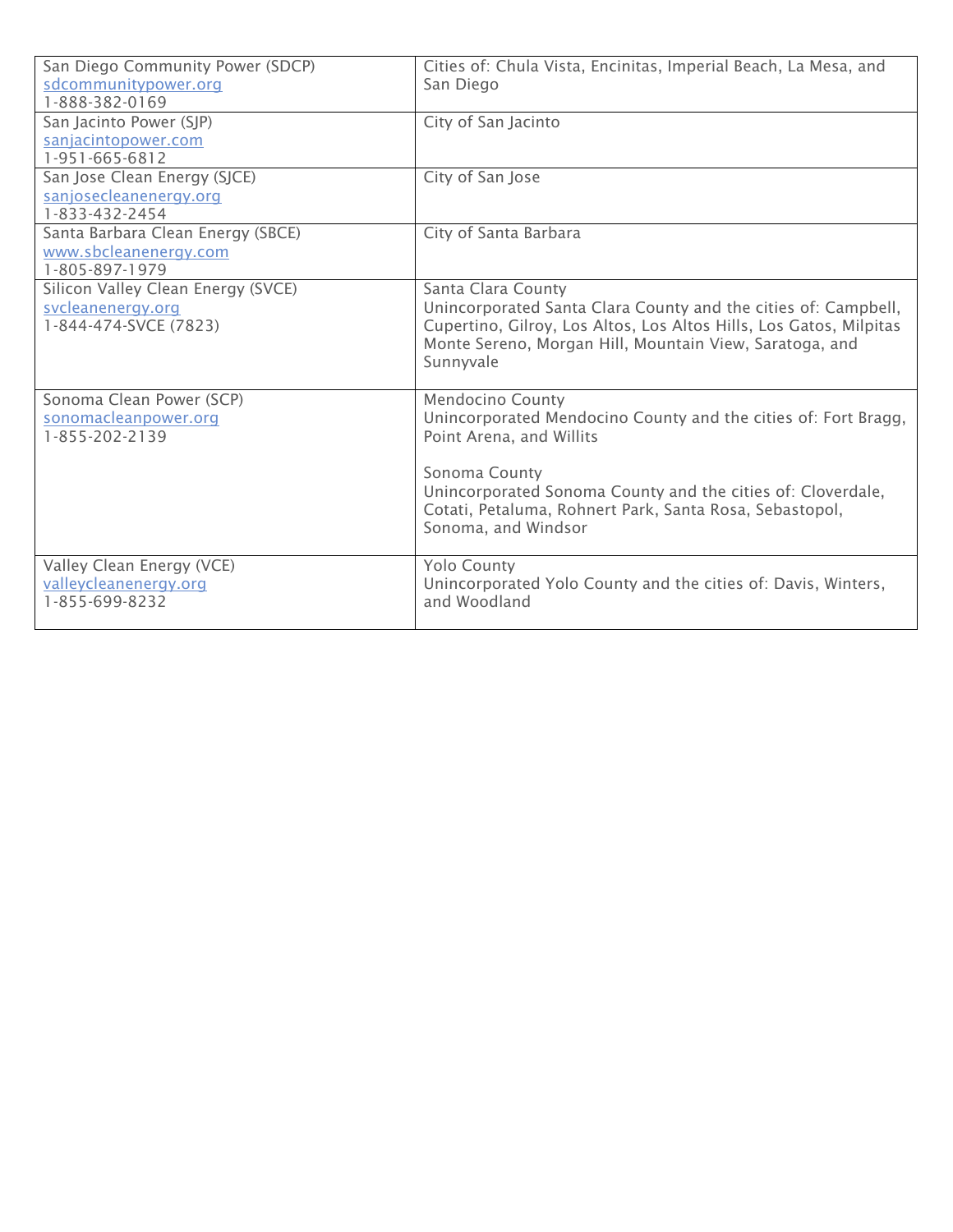| | |
|---|---|
| San Diego Community Power (SDCP)<br>sdcommunitypower.org<br>1-888-382-0169 | Cities of: Chula Vista, Encinitas, Imperial Beach, La Mesa, and San Diego |
| San Jacinto Power (SJP)<br>sanjacintopower.com<br>1-951-665-6812 | City of San Jacinto |
| San Jose Clean Energy (SJCE)<br>sanjosecleanenergy.org<br>1-833-432-2454 | City of San Jose |
| Santa Barbara Clean Energy (SBCE)<br>www.sbcleanenergy.com<br>1-805-897-1979 | City of Santa Barbara |
| Silicon Valley Clean Energy (SVCE)<br>svcleanenergy.org<br>1-844-474-SVCE (7823) | Santa Clara County<br>Unincorporated Santa Clara County and the cities of: Campbell, Cupertino, Gilroy, Los Altos, Los Altos Hills, Los Gatos, Milpitas Monte Sereno, Morgan Hill, Mountain View, Saratoga, and Sunnyvale |
| Sonoma Clean Power (SCP)<br>sonomacleanpower.org<br>1-855-202-2139 | Mendocino County<br>Unincorporated Mendocino County and the cities of: Fort Bragg, Point Arena, and Willits<br><br>Sonoma County<br>Unincorporated Sonoma County and the cities of: Cloverdale, Cotati, Petaluma, Rohnert Park, Santa Rosa, Sebastopol, Sonoma, and Windsor |
| Valley Clean Energy (VCE)<br>valleycleanenergy.org<br>1-855-699-8232 | Yolo County<br>Unincorporated Yolo County and the cities of: Davis, Winters, and Woodland |